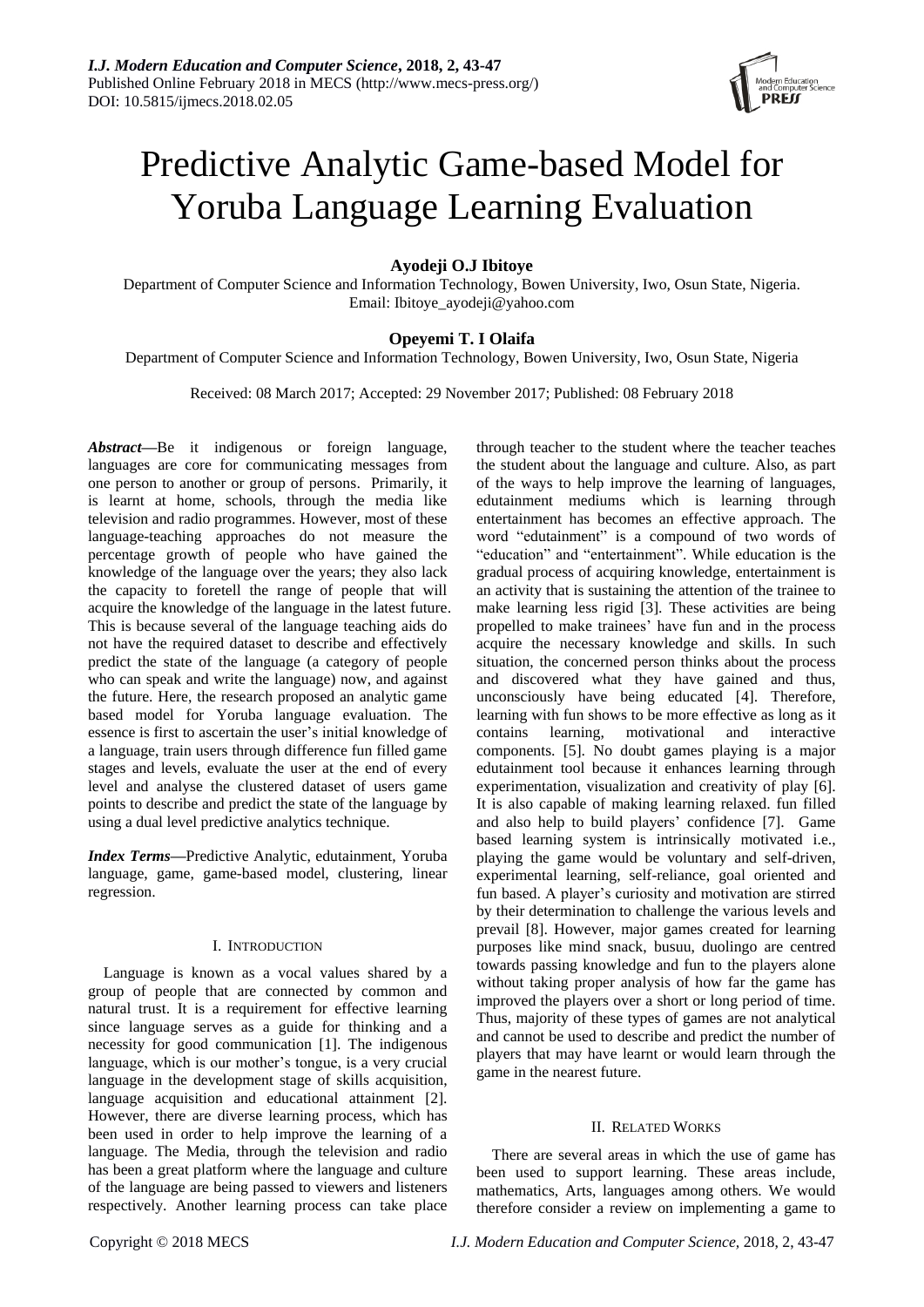# Predictive Analytic Game-based Model for Yoruba Language Learning Evaluation

**Ayodeji O.J Ibitoye**

Department of Computer Science and Information Technology, Bowen University, Iwo, Osun State, Nigeria.
Email: Ibitoye_ayodeji@yahoo.com

**Opeyemi T. I Olaifa**

Department of Computer Science and Information Technology, Bowen University, Iwo, Osun State, Nigeria

Received: 08 March 2017; Accepted: 29 November 2017; Published: 08 February 2018

***Abstract*****—**Be it indigenous or foreign language, languages are core for communicating messages from one person to another or group of persons. Primarily, it is learnt at home, schools, through the media like television and radio programmes. However, most of these language-teaching approaches do not measure the percentage growth of people who have gained the knowledge of the language over the years; they also lack the capacity to foretell the range of people that will acquire the knowledge of the language in the latest future. This is because several of the language teaching aids do not have the required dataset to describe and effectively predict the state of the language (a category of people who can speak and write the language) now, and against the future. Here, the research proposed an analytic game based model for Yoruba language evaluation. The essence is first to ascertain the user's initial knowledge of a language, train users through difference fun filled game stages and levels, evaluate the user at the end of every level and analyse the clustered dataset of users game points to describe and predict the state of the language by using a dual level predictive analytics technique.

***Index Terms*****—**Predictive Analytic, edutainment, Yoruba language, game, game-based model, clustering, linear regression.

## I. Introduction

Language is known as a vocal values shared by a group of people that are connected by common and natural trust. It is a requirement for effective learning since language serves as a guide for thinking and a necessity for good communication [1]. The indigenous language, which is our mother's tongue, is a very crucial language in the development stage of skills acquisition, language acquisition and educational attainment [2]. However, there are diverse learning process, which has been used in order to help improve the learning of a language. The Media, through the television and radio has been a great platform where the language and culture of the language are being passed to viewers and listeners respectively. Another learning process can take place through teacher to the student where the teacher teaches the student about the language and culture. Also, as part of the ways to help improve the learning of languages, edutainment mediums which is learning through entertainment has becomes an effective approach. The word "edutainment" is a compound of two words of "education" and "entertainment". While education is the gradual process of acquiring knowledge, entertainment is an activity that is sustaining the attention of the trainee to make learning less rigid [3]. These activities are being propelled to make trainees' have fun and in the process acquire the necessary knowledge and skills. In such situation, the concerned person thinks about the process and discovered what they have gained and thus, unconsciously have being educated [4]. Therefore, learning with fun shows to be more effective as long as it contains learning, motivational and interactive components. [5]. No doubt games playing is a major edutainment tool because it enhances learning through experimentation, visualization and creativity of play [6]. It is also capable of making learning relaxed. fun filled and also help to build players' confidence [7]. Game based learning system is intrinsically motivated i.e., playing the game would be voluntary and self-driven, experimental learning, self-reliance, goal oriented and fun based. A player's curiosity and motivation are stirred by their determination to challenge the various levels and prevail [8]. However, major games created for learning purposes like mind snack, busuu, duolingo are centred towards passing knowledge and fun to the players alone without taking proper analysis of how far the game has improved the players over a short or long period of time. Thus, majority of these types of games are not analytical and cannot be used to describe and predict the number of players that may have learnt or would learn through the game in the nearest future.

## II. Related Works

There are several areas in which the use of game has been used to support learning. These areas include, mathematics, Arts, languages among others. We would therefore consider a review on implementing a game to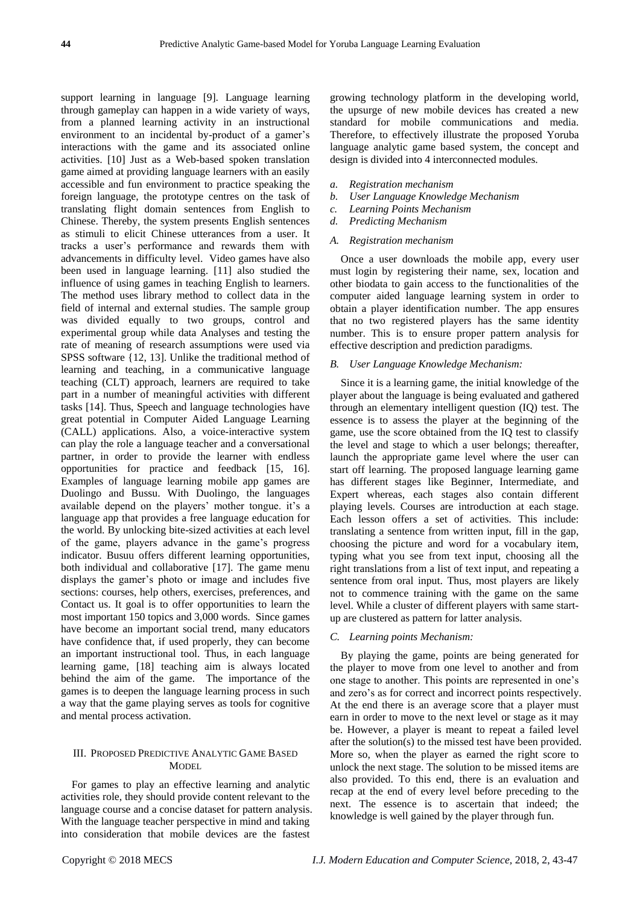support learning in language [9]. Language learning through gameplay can happen in a wide variety of ways, from a planned learning activity in an instructional environment to an incidental by-product of a gamer's interactions with the game and its associated online activities. [10] Just as a Web-based spoken translation game aimed at providing language learners with an easily accessible and fun environment to practice speaking the foreign language, the prototype centres on the task of translating flight domain sentences from English to Chinese. Thereby, the system presents English sentences as stimuli to elicit Chinese utterances from a user. It tracks a user's performance and rewards them with advancements in difficulty level. Video games have also been used in language learning. [11] also studied the influence of using games in teaching English to learners. The method uses library method to collect data in the field of internal and external studies. The sample group was divided equally to two groups, control and experimental group while data Analyses and testing the rate of meaning of research assumptions were used via SPSS software {12, 13]. Unlike the traditional method of learning and teaching, in a communicative language teaching (CLT) approach, learners are required to take part in a number of meaningful activities with different tasks [14]. Thus, Speech and language technologies have great potential in Computer Aided Language Learning (CALL) applications. Also, a voice-interactive system can play the role a language teacher and a conversational partner, in order to provide the learner with endless opportunities for practice and feedback [15, 16]. Examples of language learning mobile app games are Duolingo and Bussu. With Duolingo, the languages available depend on the players' mother tongue. it's a language app that provides a free language education for the world. By unlocking bite-sized activities at each level of the game, players advance in the game's progress indicator. Busuu offers different learning opportunities, both individual and collaborative [17]. The game menu displays the gamer's photo or image and includes five sections: courses, help others, exercises, preferences, and Contact us. It goal is to offer opportunities to learn the most important 150 topics and 3,000 words. Since games have become an important social trend, many educators have confidence that, if used properly, they can become an important instructional tool. Thus, in each language learning game, [18] teaching aim is always located behind the aim of the game. The importance of the games is to deepen the language learning process in such a way that the game playing serves as tools for cognitive and mental process activation.

## III. Proposed Predictive Analytic Game Based Model

For games to play an effective learning and analytic activities role, they should provide content relevant to the language course and a concise dataset for pattern analysis. With the language teacher perspective in mind and taking into consideration that mobile devices are the fastest growing technology platform in the developing world, the upsurge of new mobile devices has created a new standard for mobile communications and media. Therefore, to effectively illustrate the proposed Yoruba language analytic game based system, the concept and design is divided into 4 interconnected modules.

*a. Registration mechanism*
*b. User Language Knowledge Mechanism*
*c. Learning Points Mechanism*
*d. Predicting Mechanism*

### *A. Registration mechanism*

Once a user downloads the mobile app, every user must login by registering their name, sex, location and other biodata to gain access to the functionalities of the computer aided language learning system in order to obtain a player identification number. The app ensures that no two registered players has the same identity number. This is to ensure proper pattern analysis for effective description and prediction paradigms.

### *B. User Language Knowledge Mechanism:*

Since it is a learning game, the initial knowledge of the player about the language is being evaluated and gathered through an elementary intelligent question (IQ) test. The essence is to assess the player at the beginning of the game, use the score obtained from the IQ test to classify the level and stage to which a user belongs; thereafter, launch the appropriate game level where the user can start off learning. The proposed language learning game has different stages like Beginner, Intermediate, and Expert whereas, each stages also contain different playing levels. Courses are introduction at each stage. Each lesson offers a set of activities. This include: translating a sentence from written input, fill in the gap, choosing the picture and word for a vocabulary item, typing what you see from text input, choosing all the right translations from a list of text input, and repeating a sentence from oral input. Thus, most players are likely not to commence training with the game on the same level. While a cluster of different players with same start-up are clustered as pattern for latter analysis.

### *C. Learning points Mechanism:*

By playing the game, points are being generated for the player to move from one level to another and from one stage to another. This points are represented in one's and zero's as for correct and incorrect points respectively. At the end there is an average score that a player must earn in order to move to the next level or stage as it may be. However, a player is meant to repeat a failed level after the solution(s) to the missed test have been provided. More so, when the player as earned the right score to unlock the next stage. The solution to be missed items are also provided. To this end, there is an evaluation and recap at the end of every level before preceding to the next. The essence is to ascertain that indeed; the knowledge is well gained by the player through fun.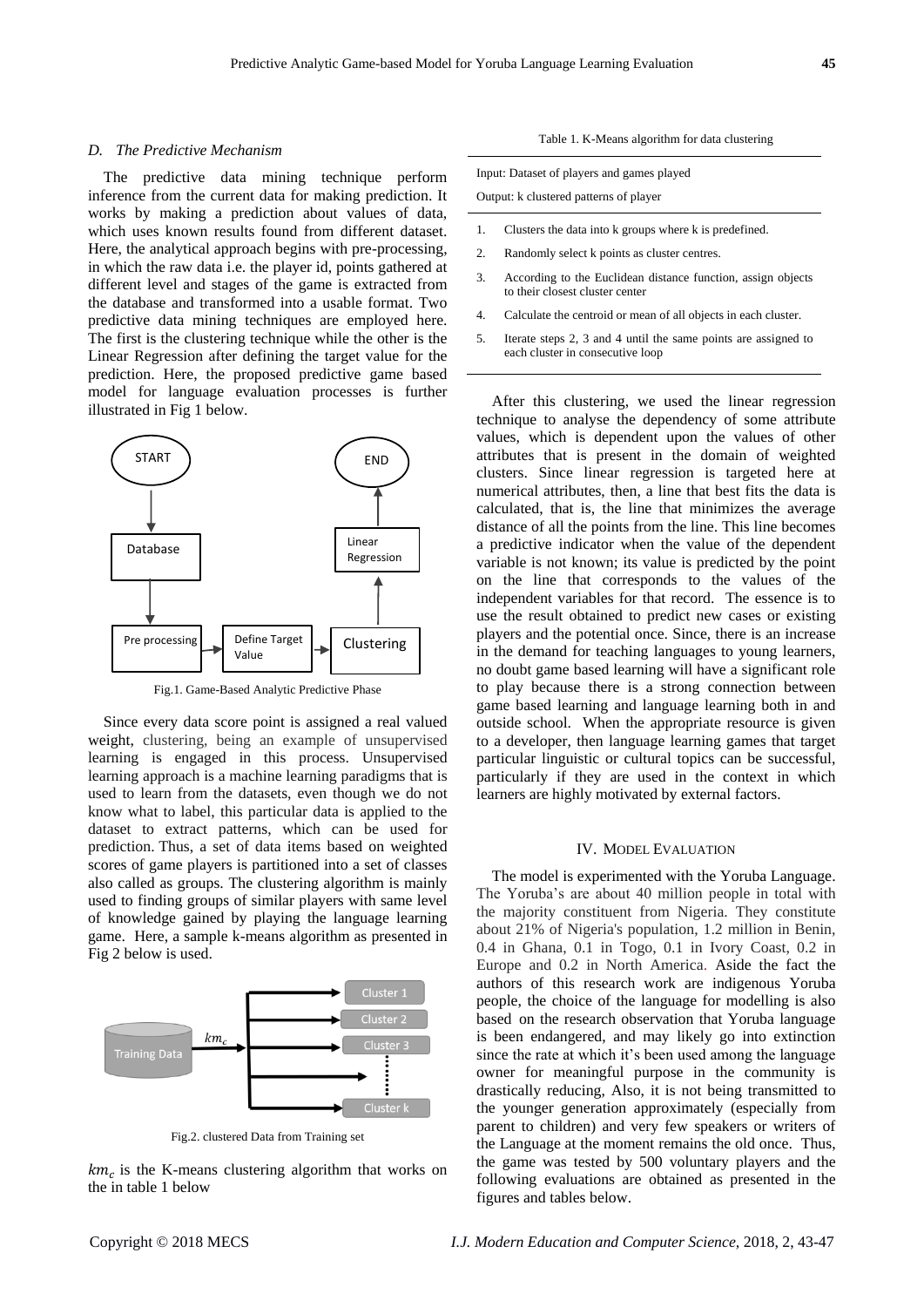### D. The Predictive Mechanism

The predictive data mining technique perform inference from the current data for making prediction. It works by making a prediction about values of data, which uses known results found from different dataset. Here, the analytical approach begins with pre-processing, in which the raw data i.e. the player id, points gathered at different level and stages of the game is extracted from the database and transformed into a usable format. Two predictive data mining techniques are employed here. The first is the clustering technique while the other is the Linear Regression after defining the target value for the prediction. Here, the proposed predictive game based model for language evaluation processes is further illustrated in Fig 1 below.

START → Database → Pre processing → Define Target Value → Clustering → Linear Regression → END

Fig.1. Game-Based Analytic Predictive Phase

Since every data score point is assigned a real valued weight, clustering, being an example of unsupervised learning is engaged in this process. Unsupervised learning approach is a machine learning paradigms that is used to learn from the datasets, even though we do not know what to label, this particular data is applied to the dataset to extract patterns, which can be used for prediction. Thus, a set of data items based on weighted scores of game players is partitioned into a set of classes also called as groups. The clustering algorithm is mainly used to finding groups of similar players with same level of knowledge gained by playing the language learning game. Here, a sample k-means algorithm as presented in Fig 2 below is used.

Training Data → $km_c$ → Cluster 1, Cluster 2, Cluster 3, ..., Cluster k

Fig.2. clustered Data from Training set

$km_c$ is the K-means clustering algorithm that works on the in table 1 below

Table 1. K-Means algorithm for data clustering

Input: Dataset of players and games played

Output: k clustered patterns of player

1. Clusters the data into k groups where k is predefined.
2. Randomly select k points as cluster centres.
3. According to the Euclidean distance function, assign objects to their closest cluster center
4. Calculate the centroid or mean of all objects in each cluster.
5. Iterate steps 2, 3 and 4 until the same points are assigned to each cluster in consecutive loop

After this clustering, we used the linear regression technique to analyse the dependency of some attribute values, which is dependent upon the values of other attributes that is present in the domain of weighted clusters. Since linear regression is targeted here at numerical attributes, then, a line that best fits the data is calculated, that is, the line that minimizes the average distance of all the points from the line. This line becomes a predictive indicator when the value of the dependent variable is not known; its value is predicted by the point on the line that corresponds to the values of the independent variables for that record. The essence is to use the result obtained to predict new cases or existing players and the potential once. Since, there is an increase in the demand for teaching languages to young learners, no doubt game based learning will have a significant role to play because there is a strong connection between game based learning and language learning both in and outside school. When the appropriate resource is given to a developer, then language learning games that target particular linguistic or cultural topics can be successful, particularly if they are used in the context in which learners are highly motivated by external factors.

## IV. Model Evaluation

The model is experimented with the Yoruba Language. The Yoruba's are about 40 million people in total with the majority constituent from Nigeria. They constitute about 21% of Nigeria's population, 1.2 million in Benin, 0.4 in Ghana, 0.1 in Togo, 0.1 in Ivory Coast, 0.2 in Europe and 0.2 in North America. Aside the fact the authors of this research work are indigenous Yoruba people, the choice of the language for modelling is also based on the research observation that Yoruba language is been endangered, and may likely go into extinction since the rate at which it's been used among the language owner for meaningful purpose in the community is drastically reducing, Also, it is not being transmitted to the younger generation approximately (especially from parent to children) and very few speakers or writers of the Language at the moment remains the old once. Thus, the game was tested by 500 voluntary players and the following evaluations are obtained as presented in the figures and tables below.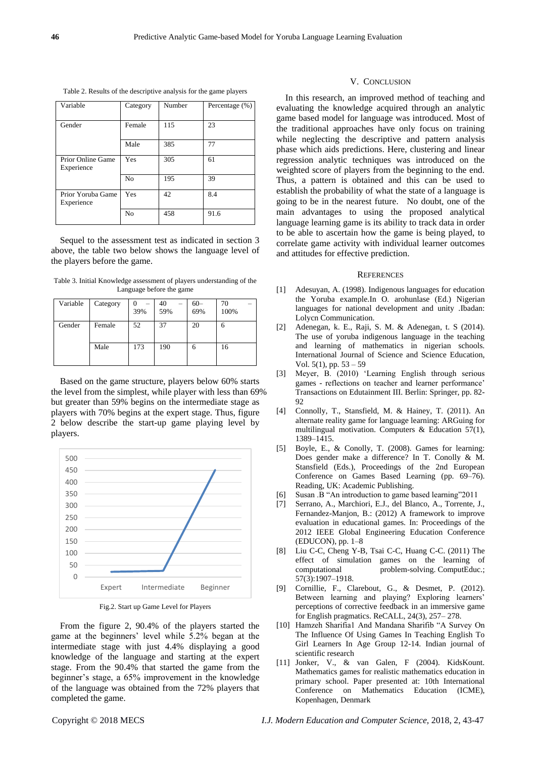Table 2. Results of the descriptive analysis for the game players

| Variable | Category | Number | Percentage (%) |
|---|---|---|---|
| Gender | Female | 115 | 23 |
| | Male | 385 | 77 |
| Prior Online Game Experience | Yes | 305 | 61 |
| | No | 195 | 39 |
| Prior Yoruba Game Experience | Yes | 42 | 8.4 |
| | No | 458 | 91.6 |

Sequel to the assessment test as indicated in section 3 above, the table two below shows the language level of the players before the game.

Table 3. Initial Knowledge assessment of players understanding of the Language before the game

| Variable | Category | 0 – 39% | 40 – 59% | 60– 69% | 70 – 100% |
|---|---|---|---|---|---|
| Gender | Female | 52 | 37 | 20 | 6 |
| | Male | 173 | 190 | 6 | 16 |

Based on the game structure, players below 60% starts the level from the simplest, while player with less than 69% but greater than 59% begins on the intermediate stage as players with 70% begins at the expert stage. Thus, figure 2 below describe the start-up game playing level by players.

Fig.2. Start up Game Level for Players

From the figure 2, 90.4% of the players started the game at the beginners' level while 5.2% began at the intermediate stage with just 4.4% displaying a good knowledge of the language and starting at the expert stage. From the 90.4% that started the game from the beginner's stage, a 65% improvement in the knowledge of the language was obtained from the 72% players that completed the game.

## V. Conclusion

In this research, an improved method of teaching and evaluating the knowledge acquired through an analytic game based model for language was introduced. Most of the traditional approaches have only focus on training while neglecting the descriptive and pattern analysis phase which aids predictions. Here, clustering and linear regression analytic techniques was introduced on the weighted score of players from the beginning to the end. Thus, a pattern is obtained and this can be used to establish the probability of what the state of a language is going to be in the nearest future. No doubt, one of the main advantages to using the proposed analytical language learning game is its ability to track data in order to be able to ascertain how the game is being played, to correlate game activity with individual learner outcomes and attitudes for effective prediction.

## References

[1] Adesuyan, A. (1998). Indigenous languages for education the Yoruba example.In O. arohunlase (Ed.) Nigerian languages for national development and unity .Ibadan: Lolycn Communication.

[2] Adenegan, k. E., Raji, S. M. & Adenegan, t. S (2014). The use of yoruba indigenous language in the teaching and learning of mathematics in nigerian schools. International Journal of Science and Science Education, Vol. 5(1), pp. 53 – 59

[3] Meyer, B. (2010) 'Learning English through serious games - reflections on teacher and learner performance' Transactions on Edutainment III. Berlin: Springer, pp. 82-92

[4] Connolly, T., Stansfield, M. & Hainey, T. (2011). An alternate reality game for language learning: ARGuing for multilingual motivation. Computers & Education 57(1), 1389–1415.

[5] Boyle, E., & Conolly, T. (2008). Games for learning: Does gender make a difference? In T. Conolly & M. Stansfield (Eds.), Proceedings of the 2nd European Conference on Games Based Learning (pp. 69–76). Reading, UK: Academic Publishing.

[6] Susan .B "An introduction to game based learning"2011

[7] Serrano, A., Marchiori, E.J., del Blanco, A., Torrente, J., Fernandez-Manjon, B.: (2012) A framework to improve evaluation in educational games. In: Proceedings of the 2012 IEEE Global Engineering Education Conference (EDUCON), pp. 1–8

[8] Liu C-C, Cheng Y-B, Tsai C-C, Huang C-C. (2011) The effect of simulation games on the learning of computational problem-solving. ComputEduc.; 57(3):1907–1918.

[9] Cornillie, F., Clarebout, G., & Desmet, P. (2012). Between learning and playing? Exploring learners' perceptions of corrective feedback in an immersive game for English pragmatics. ReCALL, 24(3), 257– 278.

[10] Hamzeh Sharifia1 And Mandana Sharifib "A Survey On The Influence Of Using Games In Teaching English To Girl Learners In Age Group 12-14. Indian journal of scientific research

[11] Jonker, V., & van Galen, F (2004). KidsKount. Mathematics games for realistic mathematics education in primary school. Paper presented at: 10th International Conference on Mathematics Education (ICME), Kopenhagen, Denmark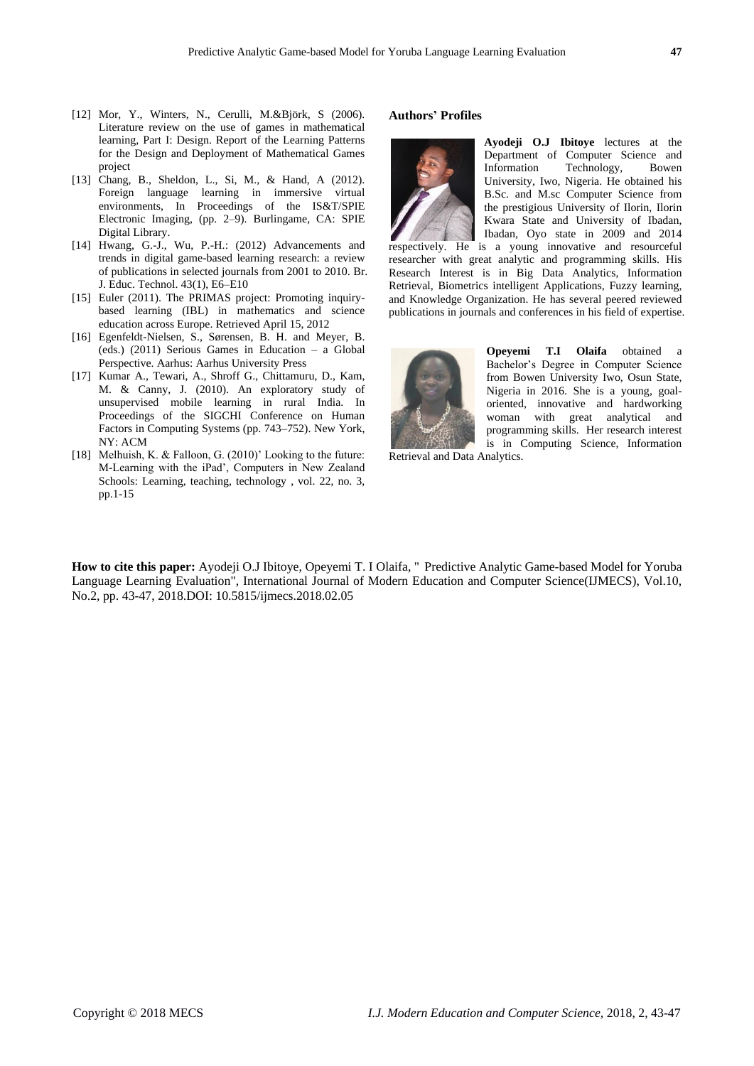[12] Mor, Y., Winters, N., Cerulli, M.&Björk, S (2006). Literature review on the use of games in mathematical learning, Part I: Design. Report of the Learning Patterns for the Design and Deployment of Mathematical Games project

[13] Chang, B., Sheldon, L., Si, M., & Hand, A (2012). Foreign language learning in immersive virtual environments, In Proceedings of the IS&T/SPIE Electronic Imaging, (pp. 2–9). Burlingame, CA: SPIE Digital Library.

[14] Hwang, G.-J., Wu, P.-H.: (2012) Advancements and trends in digital game-based learning research: a review of publications in selected journals from 2001 to 2010. Br. J. Educ. Technol. 43(1), E6–E10

[15] Euler (2011). The PRIMAS project: Promoting inquiry-based learning (IBL) in mathematics and science education across Europe. Retrieved April 15, 2012

[16] Egenfeldt-Nielsen, S., Sørensen, B. H. and Meyer, B. (eds.) (2011) Serious Games in Education – a Global Perspective. Aarhus: Aarhus University Press

[17] Kumar A., Tewari, A., Shroff G., Chittamuru, D., Kam, M. & Canny, J. (2010). An exploratory study of unsupervised mobile learning in rural India. In Proceedings of the SIGCHI Conference on Human Factors in Computing Systems (pp. 743–752). New York, NY: ACM

[18] Melhuish, K. & Falloon, G. (2010)' Looking to the future: M-Learning with the iPad', Computers in New Zealand Schools: Learning, teaching, technology , vol. 22, no. 3, pp.1-15

**Authors' Profiles**

**Ayodeji O.J Ibitoye** lectures at the Department of Computer Science and Information Technology, Bowen University, Iwo, Nigeria. He obtained his B.Sc. and M.sc Computer Science from the prestigious University of Ilorin, Ilorin Kwara State and University of Ibadan, Ibadan, Oyo state in 2009 and 2014 respectively. He is a young innovative and resourceful researcher with great analytic and programming skills. His Research Interest is in Big Data Analytics, Information Retrieval, Biometrics intelligent Applications, Fuzzy learning, and Knowledge Organization. He has several peered reviewed publications in journals and conferences in his field of expertise.

**Opeyemi T.I Olaifa** obtained a Bachelor's Degree in Computer Science from Bowen University Iwo, Osun State, Nigeria in 2016. She is a young, goal-oriented, innovative and hardworking woman with great analytical and programming skills. Her research interest is in Computing Science, Information Retrieval and Data Analytics.

**How to cite this paper:** Ayodeji O.J Ibitoye, Opeyemi T. I Olaifa, " Predictive Analytic Game-based Model for Yoruba Language Learning Evaluation", International Journal of Modern Education and Computer Science(IJMECS), Vol.10, No.2, pp. 43-47, 2018.DOI: 10.5815/ijmecs.2018.02.05